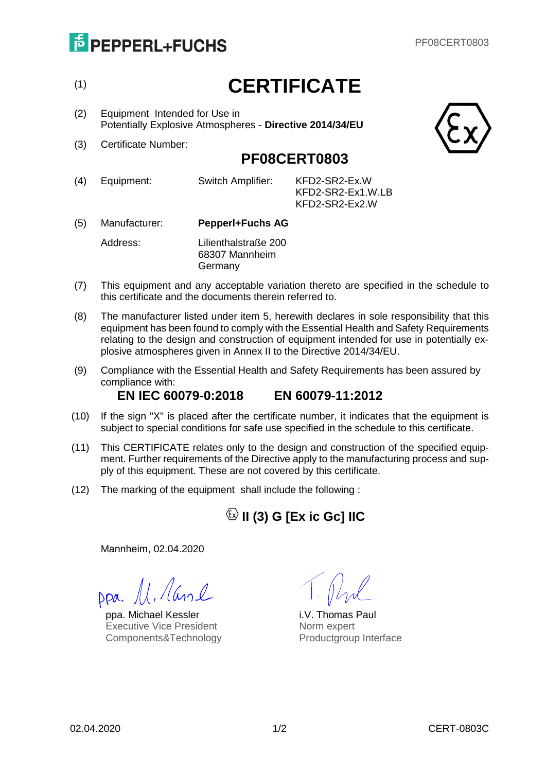PEPPERL+FUCHS

# (1) CERTIFICATE

(2) Equipment Intended for Use in
Potentially Explosive Atmospheres - **Directive 2014/34/EU**

(3) Certificate Number:

## PF08CERT0803

(4) Equipment: Switch Amplifier: KFD2-SR2-Ex.W
KFD2-SR2-Ex1.W.LB
KFD2-SR2-Ex2.W

(5) Manufacturer: **Pepperl+Fuchs AG**

Address: Lilienthalstraße 200
68307 Mannheim
Germany

(7) This equipment and any acceptable variation thereto are specified in the schedule to this certificate and the documents therein referred to.

(8) The manufacturer listed under item 5, herewith declares in sole responsibility that this equipment has been found to comply with the Essential Health and Safety Requirements relating to the design and construction of equipment intended for use in potentially explosive atmospheres given in Annex II to the Directive 2014/34/EU.

(9) Compliance with the Essential Health and Safety Requirements has been assured by compliance with:

**EN IEC 60079-0:2018 EN 60079-11:2012**

(10) If the sign "X" is placed after the certificate number, it indicates that the equipment is subject to special conditions for safe use specified in the schedule to this certificate.

(11) This CERTIFICATE relates only to the design and construction of the specified equipment. Further requirements of the Directive apply to the manufacturing process and supply of this equipment. These are not covered by this certificate.

(12) The marking of the equipment shall include the following :

**Ex II (3) G [Ex ic Gc] IIC**

Mannheim, 02.04.2020

ppa. Michael Kessler
Executive Vice President
Components&Technology

i.V. Thomas Paul
Norm expert
Productgroup Interface

02.04.2020 CERT-0803C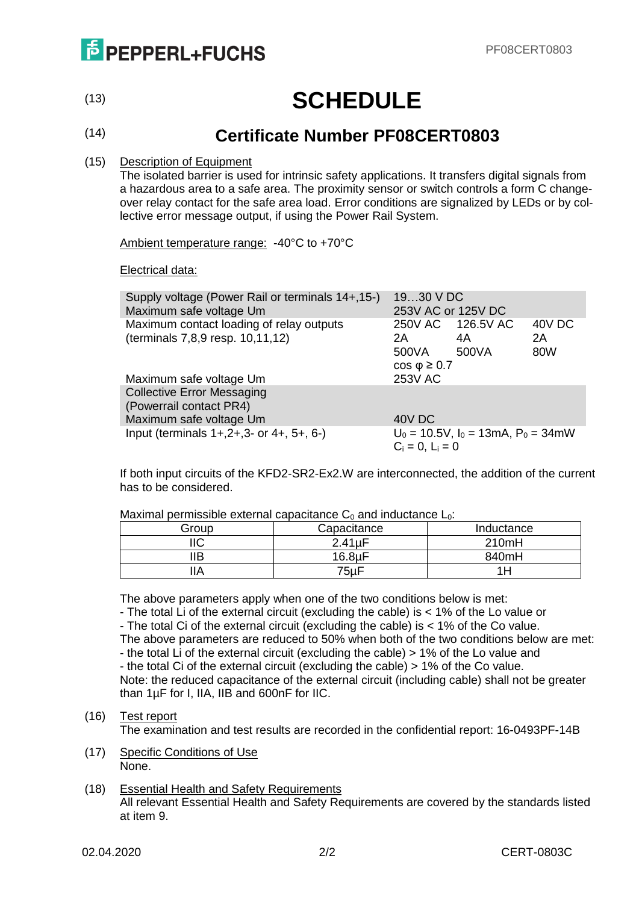(13)

# SCHEDULE

(14)

## Certificate Number PF08CERT0803

(15) Description of Equipment

The isolated barrier is used for intrinsic safety applications. It transfers digital signals from a hazardous area to a safe area. The proximity sensor or switch controls a form C change-over relay contact for the safe area load. Error conditions are signalized by LEDs or by collective error message output, if using the Power Rail System.

Ambient temperature range: -40°C to +70°C

Electrical data:

| | | | |
|---|---|---|---|
| Supply voltage (Power Rail or terminals 14+,15-) | 19…30 V DC | | |
| Maximum safe voltage Um | 253V AC or 125V DC | | |
| Maximum contact loading of relay outputs (terminals 7,8,9 resp. 10,11,12) | 250V AC<br>2A<br>500VA<br>cos φ ≥ 0.7 | 126.5V AC<br>4A<br>500VA | 40V DC<br>2A<br>80W |
| Maximum safe voltage Um | 253V AC | | |
| Collective Error Messaging (Powerrail contact PR4) | | | |
| Maximum safe voltage Um | 40V DC | | |
| Input (terminals 1+,2+,3- or 4+, 5+, 6-) | $U_0$ = 10.5V, $I_0$ = 13mA, $P_0$ = 34mW<br>$C_i$ = 0, $L_i$ = 0 | | |

If both input circuits of the KFD2-SR2-Ex2.W are interconnected, the addition of the current has to be considered.

Maximal permissible external capacitance $C_0$ and inductance $L_0$:

| Group | Capacitance | Inductance |
|---|---|---|
| IIC | 2.41µF | 210mH |
| IIB | 16.8µF | 840mH |
| IIA | 75µF | 1H |

The above parameters apply when one of the two conditions below is met:
- The total Li of the external circuit (excluding the cable) is < 1% of the Lo value or
- The total Ci of the external circuit (excluding the cable) is < 1% of the Co value.

The above parameters are reduced to 50% when both of the two conditions below are met:
- the total Li of the external circuit (excluding the cable) > 1% of the Lo value and
- the total Ci of the external circuit (excluding the cable) > 1% of the Co value.

Note: the reduced capacitance of the external circuit (including cable) shall not be greater than 1µF for I, IIA, IIB and 600nF for IIC.

(16) Test report

The examination and test results are recorded in the confidential report: 16-0493PF-14B

(17) Specific Conditions of Use

None.

(18) Essential Health and Safety Requirements

All relevant Essential Health and Safety Requirements are covered by the standards listed at item 9.

02.04.2020 CERT-0803C